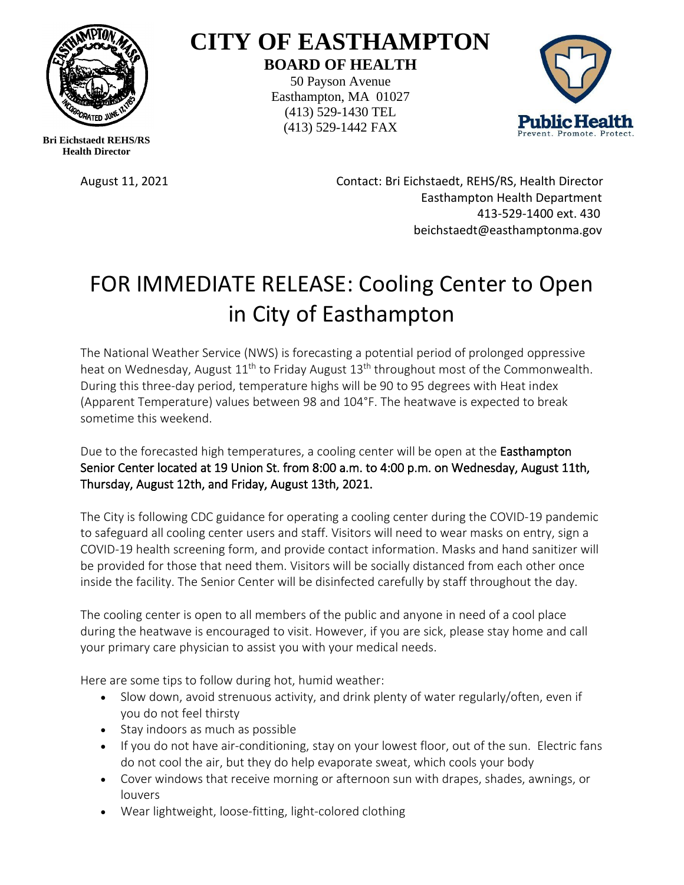# CITY OF EASTHAMPTON

**BOARD OF HEALTH**

50 Payson Avenue
Easthampton, MA 01027
(413) 529-1430 TEL
(413) 529-1442 FAX

**Bri Eichstaedt REHS/RS**
**Health Director**

August 11, 2021

Contact: Bri Eichstaedt, REHS/RS, Health Director
Easthampton Health Department
413-529-1400 ext. 430
beichstaedt@easthamptonma.gov

# FOR IMMEDIATE RELEASE: Cooling Center to Open in City of Easthampton

The National Weather Service (NWS) is forecasting a potential period of prolonged oppressive heat on Wednesday, August 11th to Friday August 13th throughout most of the Commonwealth. During this three-day period, temperature highs will be 90 to 95 degrees with Heat index (Apparent Temperature) values between 98 and 104°F. The heatwave is expected to break sometime this weekend.

Due to the forecasted high temperatures, a cooling center will be open at the **Easthampton Senior Center located at 19 Union St. from 8:00 a.m. to 4:00 p.m. on Wednesday, August 11th, Thursday, August 12th, and Friday, August 13th, 2021.**

The City is following CDC guidance for operating a cooling center during the COVID-19 pandemic to safeguard all cooling center users and staff. Visitors will need to wear masks on entry, sign a COVID-19 health screening form, and provide contact information. Masks and hand sanitizer will be provided for those that need them. Visitors will be socially distanced from each other once inside the facility. The Senior Center will be disinfected carefully by staff throughout the day.

The cooling center is open to all members of the public and anyone in need of a cool place during the heatwave is encouraged to visit. However, if you are sick, please stay home and call your primary care physician to assist you with your medical needs.

Here are some tips to follow during hot, humid weather:

- Slow down, avoid strenuous activity, and drink plenty of water regularly/often, even if you do not feel thirsty
- Stay indoors as much as possible
- If you do not have air-conditioning, stay on your lowest floor, out of the sun. Electric fans do not cool the air, but they do help evaporate sweat, which cools your body
- Cover windows that receive morning or afternoon sun with drapes, shades, awnings, or louvers
- Wear lightweight, loose-fitting, light-colored clothing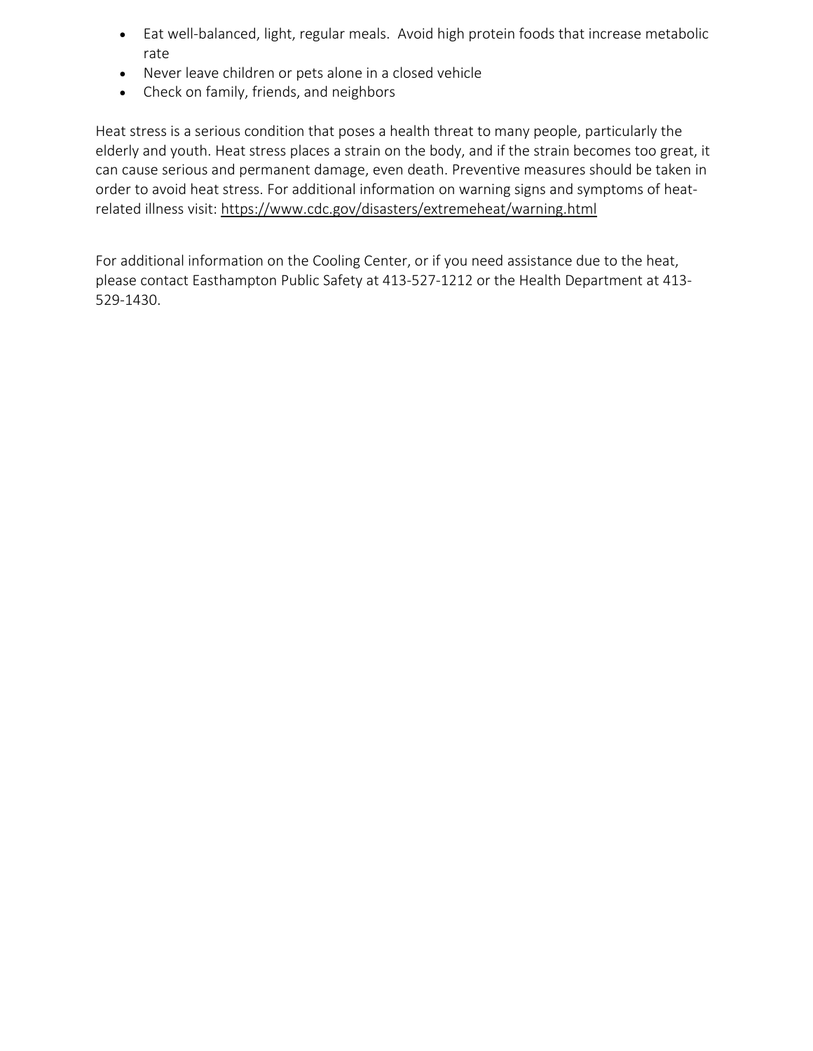- Eat well-balanced, light, regular meals. Avoid high protein foods that increase metabolic rate
- Never leave children or pets alone in a closed vehicle
- Check on family, friends, and neighbors

Heat stress is a serious condition that poses a health threat to many people, particularly the elderly and youth. Heat stress places a strain on the body, and if the strain becomes too great, it can cause serious and permanent damage, even death. Preventive measures should be taken in order to avoid heat stress. For additional information on warning signs and symptoms of heat-related illness visit: https://www.cdc.gov/disasters/extremeheat/warning.html

For additional information on the Cooling Center, or if you need assistance due to the heat, please contact Easthampton Public Safety at 413-527-1212 or the Health Department at 413-529-1430.